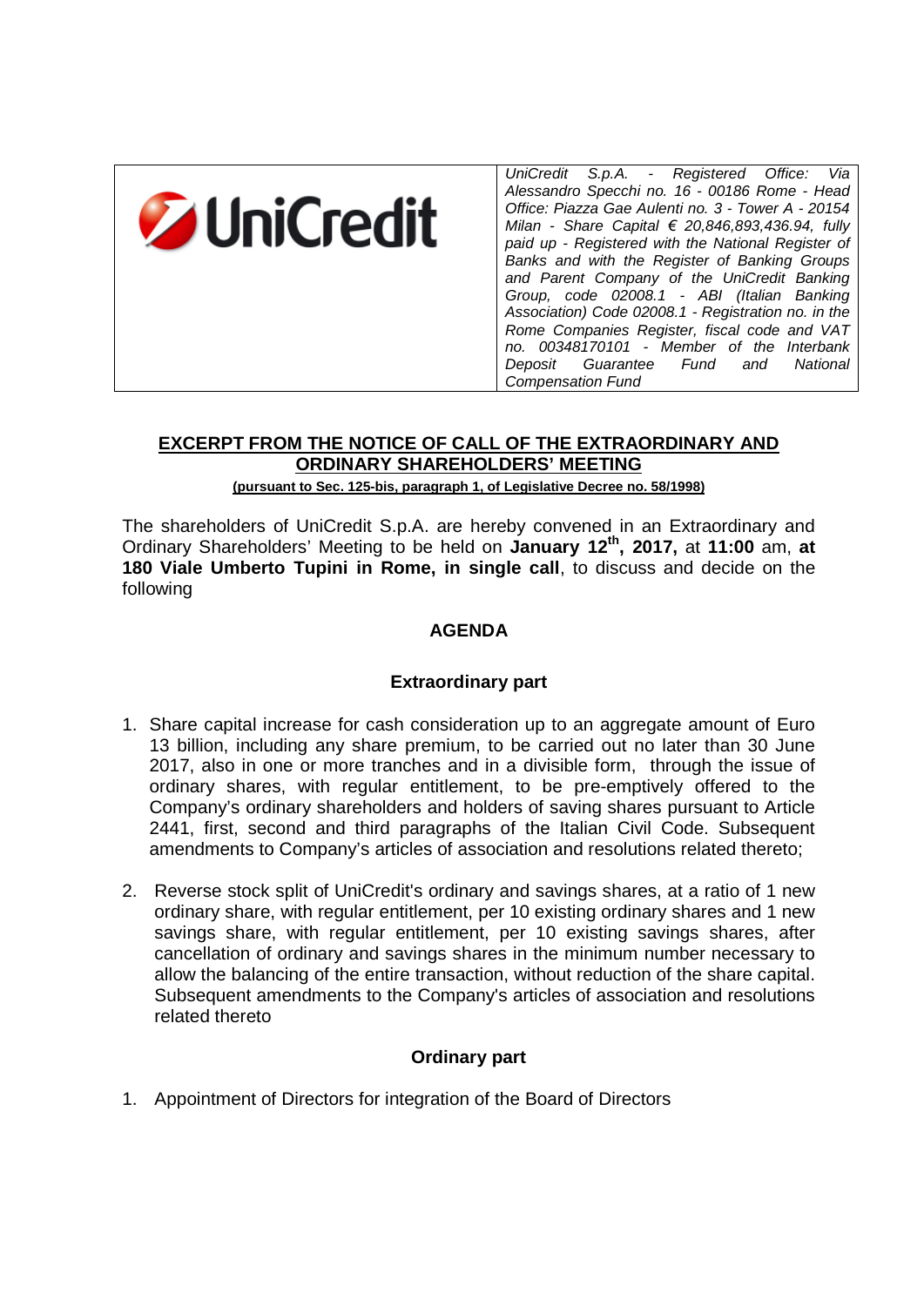| | |
|---|---|
| UniCredit | *UniCredit S.p.A. - Registered Office: Via Alessandro Specchi no. 16 - 00186 Rome - Head Office: Piazza Gae Aulenti no. 3 - Tower A - 20154 Milan - Share Capital € 20,846,893,436.94, fully paid up - Registered with the National Register of Banks and with the Register of Banking Groups and Parent Company of the UniCredit Banking Group, code 02008.1 - ABI (Italian Banking Association) Code 02008.1 - Registration no. in the Rome Companies Register, fiscal code and VAT no. 00348170101 - Member of the Interbank Deposit Guarantee Fund and National Compensation Fund* |

# EXCERPT FROM THE NOTICE OF CALL OF THE EXTRAORDINARY AND ORDINARY SHAREHOLDERS' MEETING

**(pursuant to Sec. 125-bis, paragraph 1, of Legislative Decree no. 58/1998)**

The shareholders of UniCredit S.p.A. are hereby convened in an Extraordinary and Ordinary Shareholders' Meeting to be held on **January 12th, 2017,** at **11:00** am, **at 180 Viale Umberto Tupini in Rome, in single call**, to discuss and decide on the following

## AGENDA

### Extraordinary part

1. Share capital increase for cash consideration up to an aggregate amount of Euro 13 billion, including any share premium, to be carried out no later than 30 June 2017, also in one or more tranches and in a divisible form, through the issue of ordinary shares, with regular entitlement, to be pre-emptively offered to the Company's ordinary shareholders and holders of saving shares pursuant to Article 2441, first, second and third paragraphs of the Italian Civil Code. Subsequent amendments to Company's articles of association and resolutions related thereto;

2. Reverse stock split of UniCredit's ordinary and savings shares, at a ratio of 1 new ordinary share, with regular entitlement, per 10 existing ordinary shares and 1 new savings share, with regular entitlement, per 10 existing savings shares, after cancellation of ordinary and savings shares in the minimum number necessary to allow the balancing of the entire transaction, without reduction of the share capital. Subsequent amendments to the Company's articles of association and resolutions related thereto

### Ordinary part

1. Appointment of Directors for integration of the Board of Directors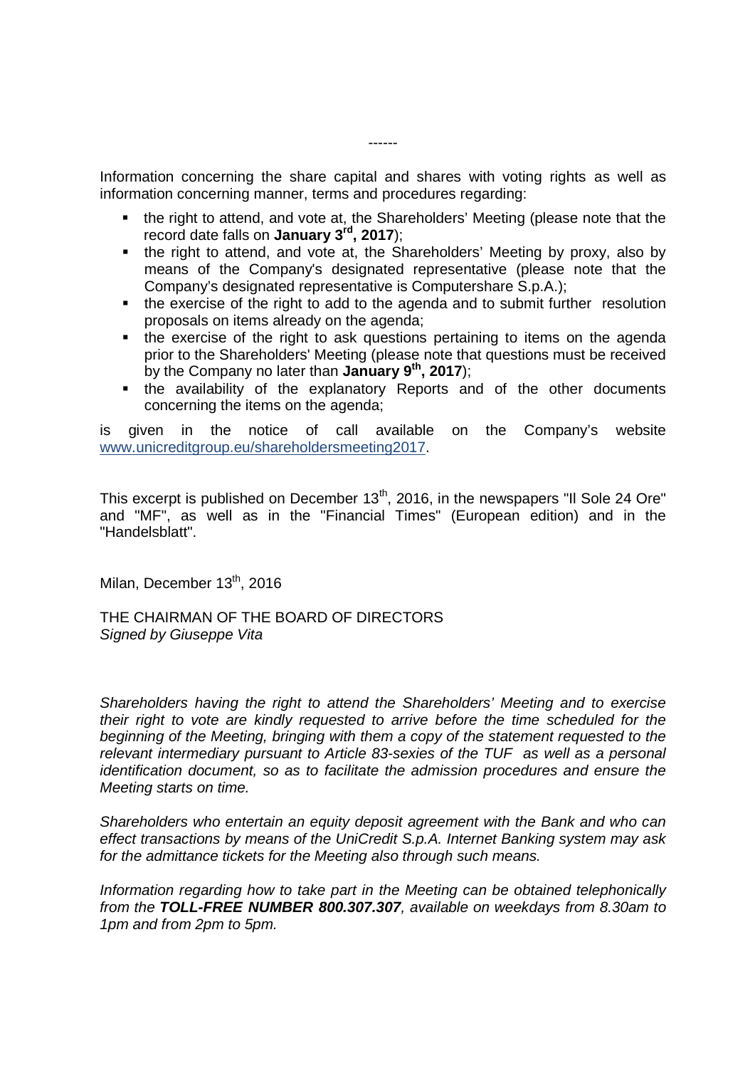------

Information concerning the share capital and shares with voting rights as well as information concerning manner, terms and procedures regarding:

- the right to attend, and vote at, the Shareholders' Meeting (please note that the record date falls on **January 3rd, 2017**);
- the right to attend, and vote at, the Shareholders' Meeting by proxy, also by means of the Company's designated representative (please note that the Company's designated representative is Computershare S.p.A.);
- the exercise of the right to add to the agenda and to submit further resolution proposals on items already on the agenda;
- the exercise of the right to ask questions pertaining to items on the agenda prior to the Shareholders' Meeting (please note that questions must be received by the Company no later than **January 9th, 2017**);
- the availability of the explanatory Reports and of the other documents concerning the items on the agenda;

is given in the notice of call available on the Company's website www.unicreditgroup.eu/shareholdersmeeting2017.

This excerpt is published on December 13th, 2016, in the newspapers "Il Sole 24 Ore" and "MF", as well as in the "Financial Times" (European edition) and in the "Handelsblatt".

Milan, December 13th, 2016

THE CHAIRMAN OF THE BOARD OF DIRECTORS
*Signed by Giuseppe Vita*

*Shareholders having the right to attend the Shareholders' Meeting and to exercise their right to vote are kindly requested to arrive before the time scheduled for the beginning of the Meeting, bringing with them a copy of the statement requested to the relevant intermediary pursuant to Article 83-sexies of the TUF as well as a personal identification document, so as to facilitate the admission procedures and ensure the Meeting starts on time.*

*Shareholders who entertain an equity deposit agreement with the Bank and who can effect transactions by means of the UniCredit S.p.A. Internet Banking system may ask for the admittance tickets for the Meeting also through such means.*

*Information regarding how to take part in the Meeting can be obtained telephonically from the **TOLL-FREE NUMBER 800.307.307**, available on weekdays from 8.30am to 1pm and from 2pm to 5pm.*